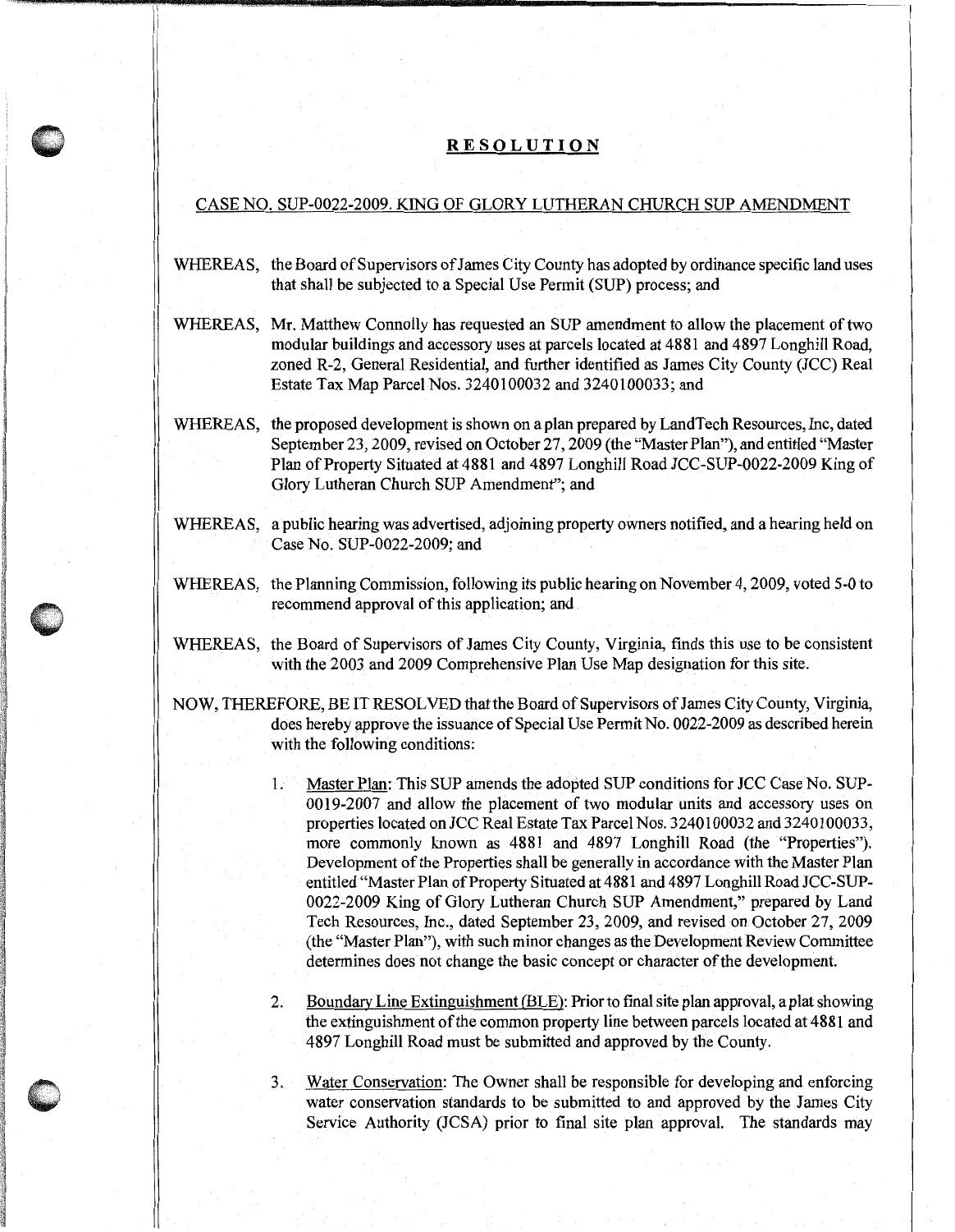# RESOLUTION

CASE NO. SUP-0022-2009. KING OF GLORY LUTHERAN CHURCH SUP AMENDMENT

WHEREAS, the Board of Supervisors of James City County has adopted by ordinance specific land uses that shall be subjected to a Special Use Permit (SUP) process; and

WHEREAS, Mr. Matthew Connolly has requested an SUP amendment to allow the placement of two modular buildings and accessory uses at parcels located at 4881 and 4897 Longhill Road, zoned R-2, General Residential, and further identified as James City County (JCC) Real Estate Tax Map Parcel Nos. 3240100032 and 3240100033; and

WHEREAS, the proposed development is shown on a plan prepared by LandTech Resources, Inc, dated September 23, 2009, revised on October 27, 2009 (the "Master Plan"), and entitled "Master Plan of Property Situated at 4881 and 4897 Longhill Road JCC-SUP-0022-2009 King of Glory Lutheran Church SUP Amendment"; and

WHEREAS, a public hearing was advertised, adjoining property owners notified, and a hearing held on Case No. SUP-0022-2009; and

WHEREAS, the Planning Commission, following its public hearing on November 4, 2009, voted 5-0 to recommend approval of this application; and

WHEREAS, the Board of Supervisors of James City County, Virginia, finds this use to be consistent with the 2003 and 2009 Comprehensive Plan Use Map designation for this site.

NOW, THEREFORE, BE IT RESOLVED that the Board of Supervisors of James City County, Virginia, does hereby approve the issuance of Special Use Permit No. 0022-2009 as described herein with the following conditions:

1. Master Plan: This SUP amends the adopted SUP conditions for JCC Case No. SUP-0019-2007 and allow the placement of two modular units and accessory uses on properties located on JCC Real Estate Tax Parcel Nos. 3240100032 and 3240100033, more commonly known as 4881 and 4897 Longhill Road (the "Properties"). Development of the Properties shall be generally in accordance with the Master Plan entitled "Master Plan of Property Situated at 4881 and 4897 Longhill Road JCC-SUP-0022-2009 King of Glory Lutheran Church SUP Amendment," prepared by Land Tech Resources, Inc., dated September 23, 2009, and revised on October 27, 2009 (the "Master Plan"), with such minor changes as the Development Review Committee determines does not change the basic concept or character of the development.

2. Boundary Line Extinguishment (BLE): Prior to final site plan approval, a plat showing the extinguishment of the common property line between parcels located at 4881 and 4897 Longhill Road must be submitted and approved by the County.

3. Water Conservation: The Owner shall be responsible for developing and enforcing water conservation standards to be submitted to and approved by the James City Service Authority (JCSA) prior to final site plan approval. The standards may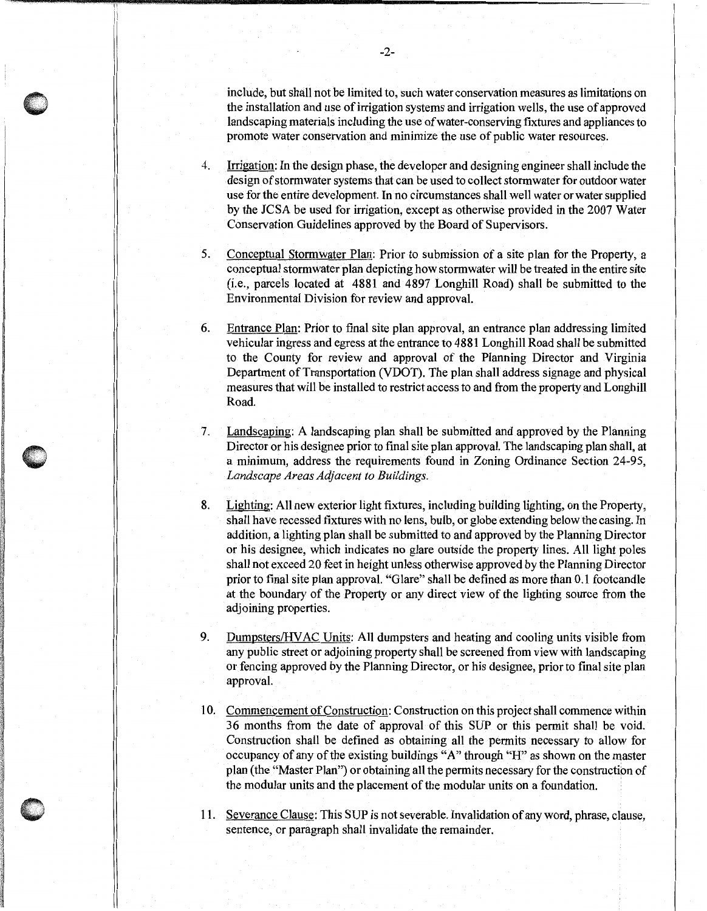include, but shall not be limited to, such water conservation measures as limitations on the installation and use of irrigation systems and irrigation wells, the use of approved landscaping materials including the use of water-conserving fixtures and appliances to promote water conservation and minimize the use of public water resources.

4. Irrigation: In the design phase, the developer and designing engineer shall include the design of stormwater systems that can be used to collect stormwater for outdoor water use for the entire development. In no circumstances shall well water or water supplied by the JCSA be used for irrigation, except as otherwise provided in the 2007 Water Conservation Guidelines approved by the Board of Supervisors.

5. Conceptual Stormwater Plan: Prior to submission of a site plan for the Property, a conceptual stormwater plan depicting how stormwater will be treated in the entire site (i.e., parcels located at 4881 and 4897 Longhill Road) shall be submitted to the Environmental Division for review and approval.

6. Entrance Plan: Prior to final site plan approval, an entrance plan addressing limited vehicular ingress and egress at the entrance to 4881 Longhill Road shall be submitted to the County for review and approval of the Planning Director and Virginia Department of Transportation (VDOT). The plan shall address signage and physical measures that will be installed to restrict access to and from the property and Longhill Road.

7. Landscaping: A landscaping plan shall be submitted and approved by the Planning Director or his designee prior to final site plan approval. The landscaping plan shall, at a minimum, address the requirements found in Zoning Ordinance Section 24-95, *Landscape Areas Adjacent to Buildings.*

8. Lighting: All new exterior light fixtures, including building lighting, on the Property, shall have recessed fixtures with no lens, bulb, or globe extending below the casing. In addition, a lighting plan shall be submitted to and approved by the Planning Director or his designee, which indicates no glare outside the property lines. All light poles shall not exceed 20 feet in height unless otherwise approved by the Planning Director prior to final site plan approval. "Glare" shall be defined as more than 0.1 footcandle at the boundary of the Property or any direct view of the lighting source from the adjoining properties.

9. Dumpsters/HVAC Units: All dumpsters and heating and cooling units visible from any public street or adjoining property shall be screened from view with landscaping or fencing approved by the Planning Director, or his designee, prior to final site plan approval.

10. Commencement of Construction: Construction on this project shall commence within 36 months from the date of approval of this SUP or this permit shall be void. Construction shall be defined as obtaining all the permits necessary to allow for occupancy of any of the existing buildings "A" through "H" as shown on the master plan (the "Master Plan") or obtaining all the permits necessary for the construction of the modular units and the placement of the modular units on a foundation.

11. Severance Clause: This SUP is not severable. Invalidation of any word, phrase, clause, sentence, or paragraph shall invalidate the remainder.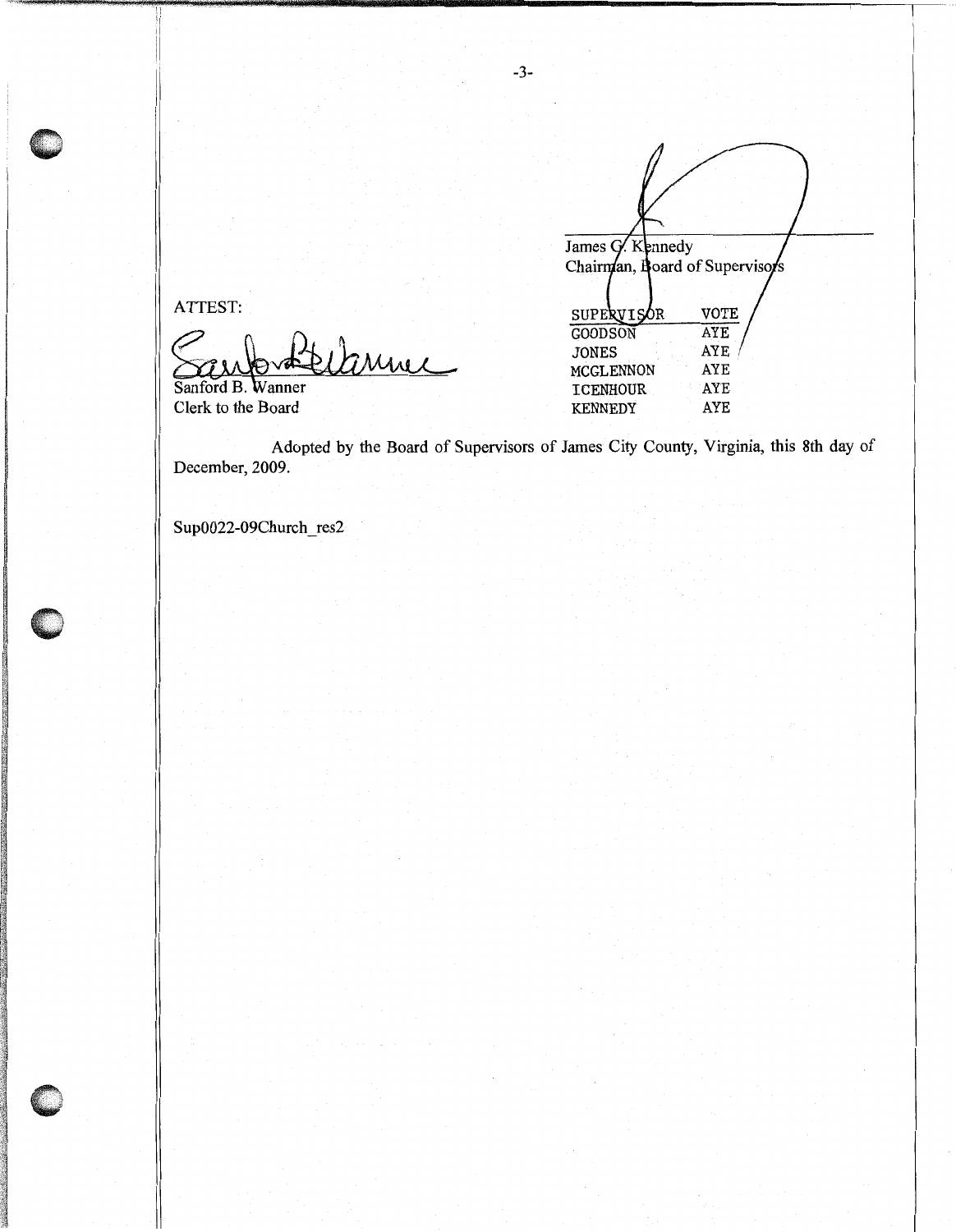James G. Kennedy
Chairman, Board of Supervisors

ATTEST:

Sanford B. Wanner
Clerk to the Board

| SUPERVISOR | VOTE |
|---|---|
| GOODSON | AYE |
| JONES | AYE |
| MCGLENNON | AYE |
| ICENHOUR | AYE |
| KENNEDY | AYE |

Adopted by the Board of Supervisors of James City County, Virginia, this 8th day of December, 2009.

Sup0022-09Church_res2